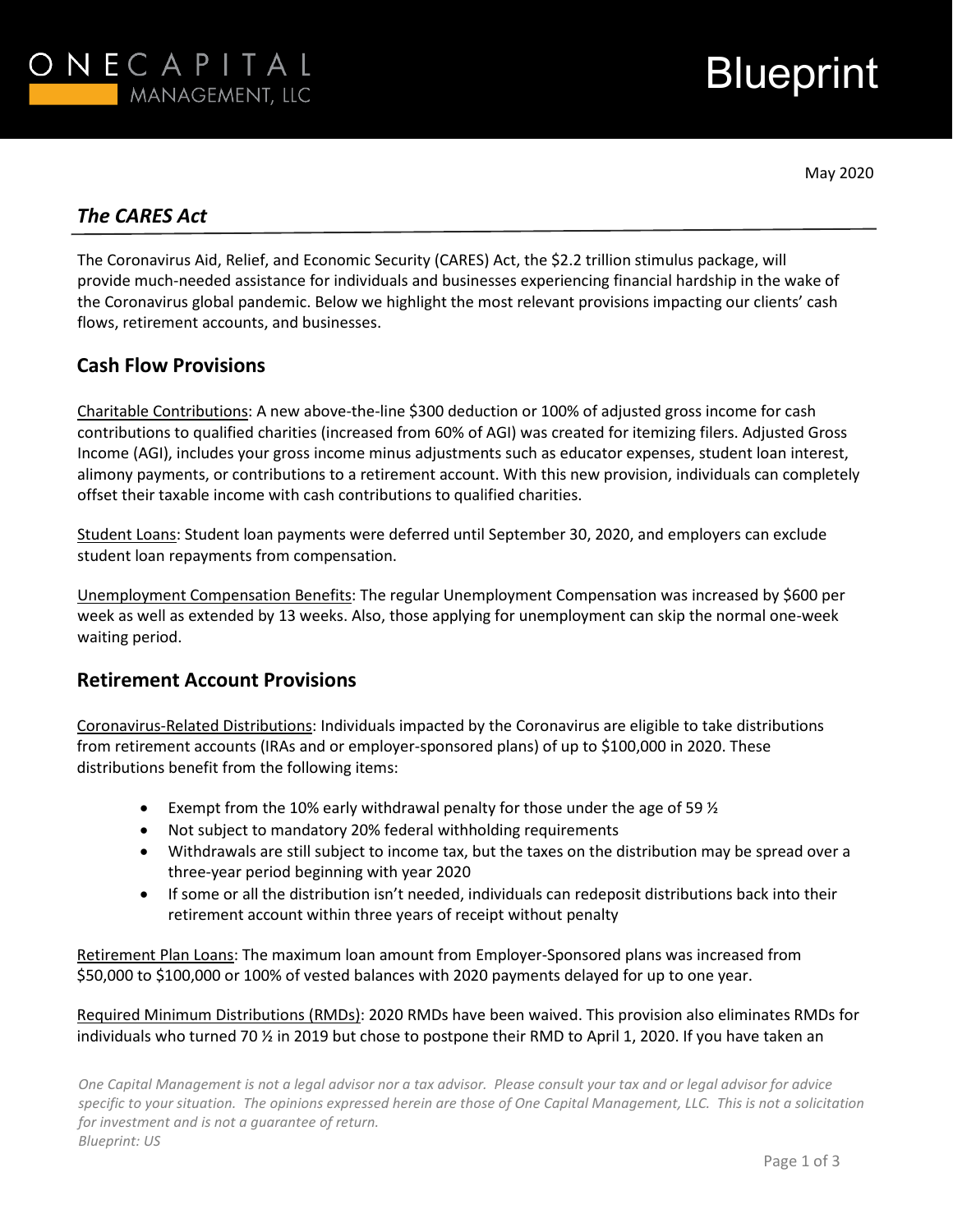ONE CAPITAL MANAGEMENT, LLC

# Blueprint

May 2020

## *The CARES Act*

The Coronavirus Aid, Relief, and Economic Security (CARES) Act, the $2.2 trillion stimulus package, will provide much-needed assistance for individuals and businesses experiencing financial hardship in the wake of the Coronavirus global pandemic. Below we highlight the most relevant provisions impacting our clients' cash flows, retirement accounts, and businesses.

## Cash Flow Provisions

Charitable Contributions: A new above-the-line $300 deduction or 100% of adjusted gross income for cash contributions to qualified charities (increased from 60% of AGI) was created for itemizing filers. Adjusted Gross Income (AGI), includes your gross income minus adjustments such as educator expenses, student loan interest, alimony payments, or contributions to a retirement account. With this new provision, individuals can completely offset their taxable income with cash contributions to qualified charities.

Student Loans: Student loan payments were deferred until September 30, 2020, and employers can exclude student loan repayments from compensation.

Unemployment Compensation Benefits: The regular Unemployment Compensation was increased by $600 per week as well as extended by 13 weeks. Also, those applying for unemployment can skip the normal one-week waiting period.

## Retirement Account Provisions

Coronavirus-Related Distributions: Individuals impacted by the Coronavirus are eligible to take distributions from retirement accounts (IRAs and or employer-sponsored plans) of up to $100,000 in 2020. These distributions benefit from the following items:

- Exempt from the 10% early withdrawal penalty for those under the age of 59 ½
- Not subject to mandatory 20% federal withholding requirements
- Withdrawals are still subject to income tax, but the taxes on the distribution may be spread over a three-year period beginning with year 2020
- If some or all the distribution isn't needed, individuals can redeposit distributions back into their retirement account within three years of receipt without penalty

Retirement Plan Loans: The maximum loan amount from Employer-Sponsored plans was increased from $50,000 to $100,000 or 100% of vested balances with 2020 payments delayed for up to one year.

Required Minimum Distributions (RMDs): 2020 RMDs have been waived. This provision also eliminates RMDs for individuals who turned 70 ½ in 2019 but chose to postpone their RMD to April 1, 2020. If you have taken an

*One Capital Management is not a legal advisor nor a tax advisor. Please consult your tax and or legal advisor for advice specific to your situation. The opinions expressed herein are those of One Capital Management, LLC. This is not a solicitation for investment and is not a guarantee of return.*
*Blueprint: US*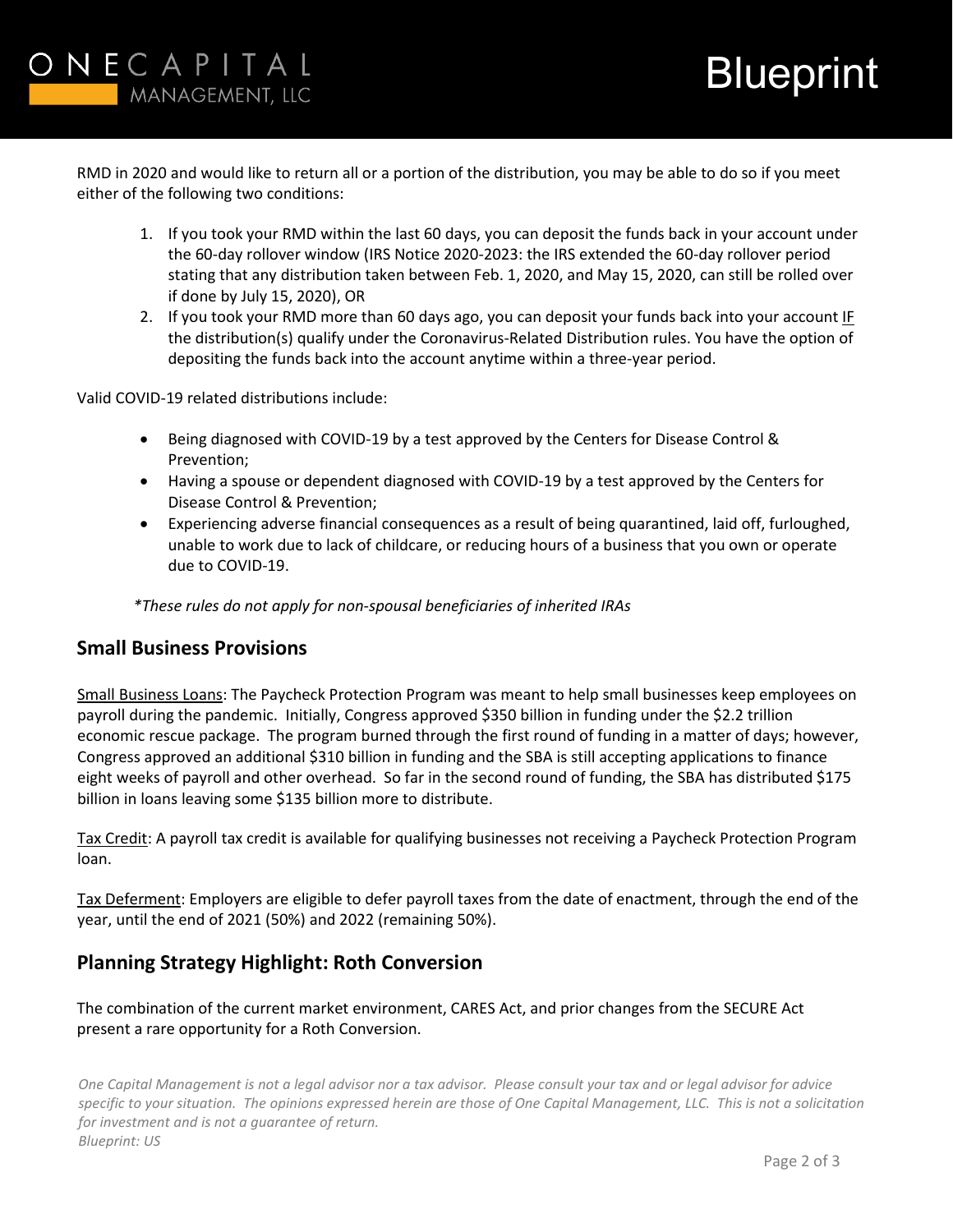RMD in 2020 and would like to return all or a portion of the distribution, you may be able to do so if you meet either of the following two conditions:

1. If you took your RMD within the last 60 days, you can deposit the funds back in your account under the 60-day rollover window (IRS Notice 2020-2023: the IRS extended the 60-day rollover period stating that any distribution taken between Feb. 1, 2020, and May 15, 2020, can still be rolled over if done by July 15, 2020), OR
2. If you took your RMD more than 60 days ago, you can deposit your funds back into your account IF the distribution(s) qualify under the Coronavirus-Related Distribution rules. You have the option of depositing the funds back into the account anytime within a three-year period.

Valid COVID-19 related distributions include:

- Being diagnosed with COVID-19 by a test approved by the Centers for Disease Control & Prevention;
- Having a spouse or dependent diagnosed with COVID-19 by a test approved by the Centers for Disease Control & Prevention;
- Experiencing adverse financial consequences as a result of being quarantined, laid off, furloughed, unable to work due to lack of childcare, or reducing hours of a business that you own or operate due to COVID-19.

*\*These rules do not apply for non-spousal beneficiaries of inherited IRAs*

## Small Business Provisions

Small Business Loans: The Paycheck Protection Program was meant to help small businesses keep employees on payroll during the pandemic. Initially, Congress approved $350 billion in funding under the $2.2 trillion economic rescue package. The program burned through the first round of funding in a matter of days; however, Congress approved an additional $310 billion in funding and the SBA is still accepting applications to finance eight weeks of payroll and other overhead. So far in the second round of funding, the SBA has distributed $175 billion in loans leaving some $135 billion more to distribute.

Tax Credit: A payroll tax credit is available for qualifying businesses not receiving a Paycheck Protection Program loan.

Tax Deferment: Employers are eligible to defer payroll taxes from the date of enactment, through the end of the year, until the end of 2021 (50%) and 2022 (remaining 50%).

## Planning Strategy Highlight: Roth Conversion

The combination of the current market environment, CARES Act, and prior changes from the SECURE Act present a rare opportunity for a Roth Conversion.

*One Capital Management is not a legal advisor nor a tax advisor. Please consult your tax and or legal advisor for advice specific to your situation. The opinions expressed herein are those of One Capital Management, LLC. This is not a solicitation for investment and is not a guarantee of return.*
*Blueprint: US*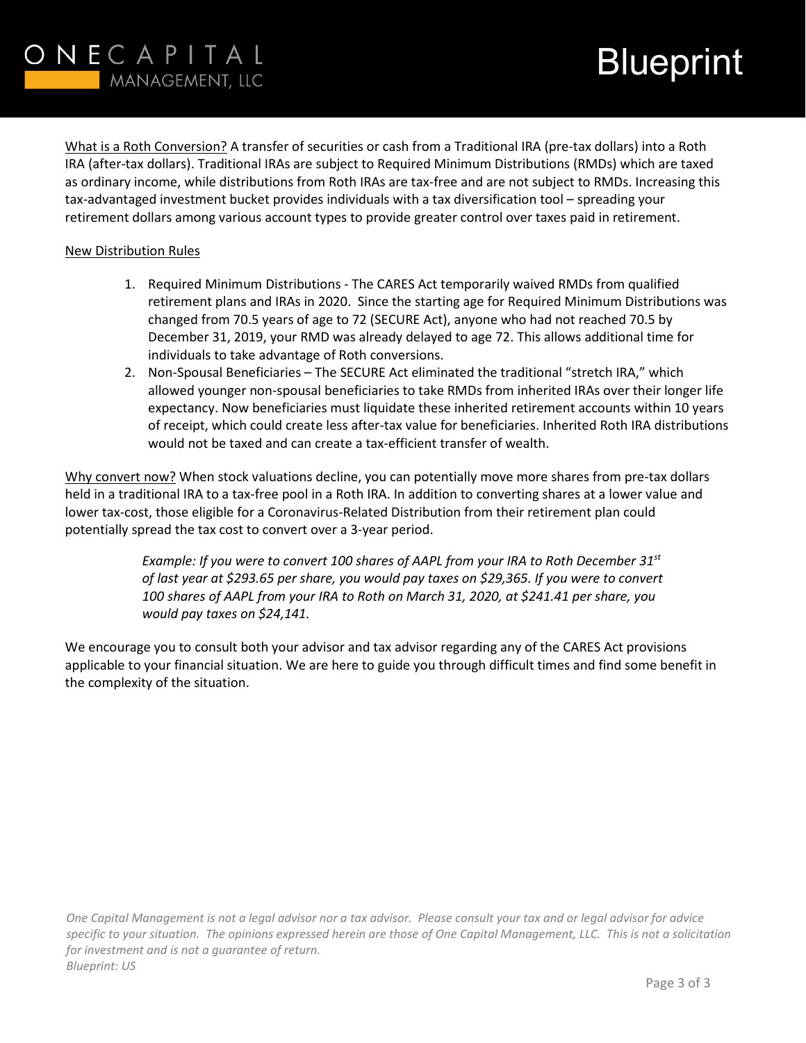What is a Roth Conversion? A transfer of securities or cash from a Traditional IRA (pre-tax dollars) into a Roth IRA (after-tax dollars). Traditional IRAs are subject to Required Minimum Distributions (RMDs) which are taxed as ordinary income, while distributions from Roth IRAs are tax-free and are not subject to RMDs. Increasing this tax-advantaged investment bucket provides individuals with a tax diversification tool – spreading your retirement dollars among various account types to provide greater control over taxes paid in retirement.

New Distribution Rules

1. Required Minimum Distributions - The CARES Act temporarily waived RMDs from qualified retirement plans and IRAs in 2020. Since the starting age for Required Minimum Distributions was changed from 70.5 years of age to 72 (SECURE Act), anyone who had not reached 70.5 by December 31, 2019, your RMD was already delayed to age 72. This allows additional time for individuals to take advantage of Roth conversions.
2. Non-Spousal Beneficiaries – The SECURE Act eliminated the traditional "stretch IRA," which allowed younger non-spousal beneficiaries to take RMDs from inherited IRAs over their longer life expectancy. Now beneficiaries must liquidate these inherited retirement accounts within 10 years of receipt, which could create less after-tax value for beneficiaries. Inherited Roth IRA distributions would not be taxed and can create a tax-efficient transfer of wealth.

Why convert now? When stock valuations decline, you can potentially move more shares from pre-tax dollars held in a traditional IRA to a tax-free pool in a Roth IRA. In addition to converting shares at a lower value and lower tax-cost, those eligible for a Coronavirus-Related Distribution from their retirement plan could potentially spread the tax cost to convert over a 3-year period.

> *Example: If you were to convert 100 shares of AAPL from your IRA to Roth December 31st of last year at $293.65 per share, you would pay taxes on $29,365. If you were to convert 100 shares of AAPL from your IRA to Roth on March 31, 2020, at $241.41 per share, you would pay taxes on $24,141.*

We encourage you to consult both your advisor and tax advisor regarding any of the CARES Act provisions applicable to your financial situation. We are here to guide you through difficult times and find some benefit in the complexity of the situation.

*One Capital Management is not a legal advisor nor a tax advisor. Please consult your tax and or legal advisor for advice specific to your situation. The opinions expressed herein are those of One Capital Management, LLC. This is not a solicitation for investment and is not a guarantee of return.*

*Blueprint: US*